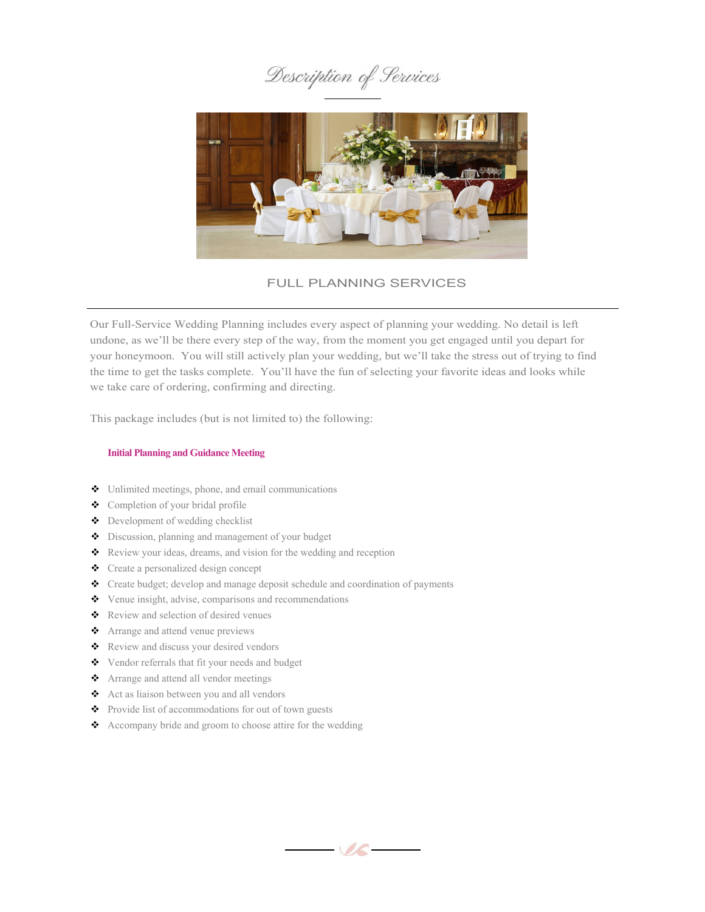# Description of Services

## FULL PLANNING SERVICES

Our Full-Service Wedding Planning includes every aspect of planning your wedding. No detail is left undone, as we'll be there every step of the way, from the moment you get engaged until you depart for your honeymoon. You will still actively plan your wedding, but we'll take the stress out of trying to find the time to get the tasks complete. You'll have the fun of selecting your favorite ideas and looks while we take care of ordering, confirming and directing.

This package includes (but is not limited to) the following:

### Initial Planning and Guidance Meeting

- Unlimited meetings, phone, and email communications
- Completion of your bridal profile
- Development of wedding checklist
- Discussion, planning and management of your budget
- Review your ideas, dreams, and vision for the wedding and reception
- Create a personalized design concept
- Create budget; develop and manage deposit schedule and coordination of payments
- Venue insight, advise, comparisons and recommendations
- Review and selection of desired venues
- Arrange and attend venue previews
- Review and discuss your desired vendors
- Vendor referrals that fit your needs and budget
- Arrange and attend all vendor meetings
- Act as liaison between you and all vendors
- Provide list of accommodations for out of town guests
- Accompany bride and groom to choose attire for the wedding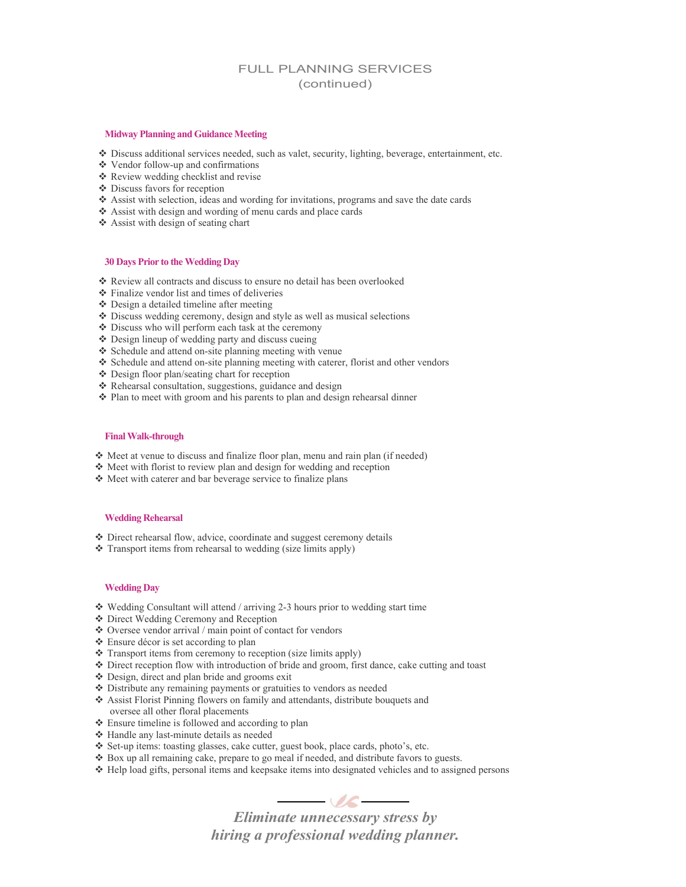# FULL PLANNING SERVICES
(continued)

### Midway Planning and Guidance Meeting

- Discuss additional services needed, such as valet, security, lighting, beverage, entertainment, etc.
- Vendor follow-up and confirmations
- Review wedding checklist and revise
- Discuss favors for reception
- Assist with selection, ideas and wording for invitations, programs and save the date cards
- Assist with design and wording of menu cards and place cards
- Assist with design of seating chart

### 30 Days Prior to the Wedding Day

- Review all contracts and discuss to ensure no detail has been overlooked
- Finalize vendor list and times of deliveries
- Design a detailed timeline after meeting
- Discuss wedding ceremony, design and style as well as musical selections
- Discuss who will perform each task at the ceremony
- Design lineup of wedding party and discuss cueing
- Schedule and attend on-site planning meeting with venue
- Schedule and attend on-site planning meeting with caterer, florist and other vendors
- Design floor plan/seating chart for reception
- Rehearsal consultation, suggestions, guidance and design
- Plan to meet with groom and his parents to plan and design rehearsal dinner

### Final Walk-through

- Meet at venue to discuss and finalize floor plan, menu and rain plan (if needed)
- Meet with florist to review plan and design for wedding and reception
- Meet with caterer and bar beverage service to finalize plans

### Wedding Rehearsal

- Direct rehearsal flow, advice, coordinate and suggest ceremony details
- Transport items from rehearsal to wedding (size limits apply)

### Wedding Day

- Wedding Consultant will attend / arriving 2-3 hours prior to wedding start time
- Direct Wedding Ceremony and Reception
- Oversee vendor arrival / main point of contact for vendors
- Ensure décor is set according to plan
- Transport items from ceremony to reception (size limits apply)
- Direct reception flow with introduction of bride and groom, first dance, cake cutting and toast
- Design, direct and plan bride and grooms exit
- Distribute any remaining payments or gratuities to vendors as needed
- Assist Florist Pinning flowers on family and attendants, distribute bouquets and oversee all other floral placements
- Ensure timeline is followed and according to plan
- Handle any last-minute details as needed
- Set-up items: toasting glasses, cake cutter, guest book, place cards, photo's, etc.
- Box up all remaining cake, prepare to go meal if needed, and distribute favors to guests.
- Help load gifts, personal items and keepsake items into designated vehicles and to assigned persons

***Eliminate unnecessary stress by hiring a professional wedding planner.***